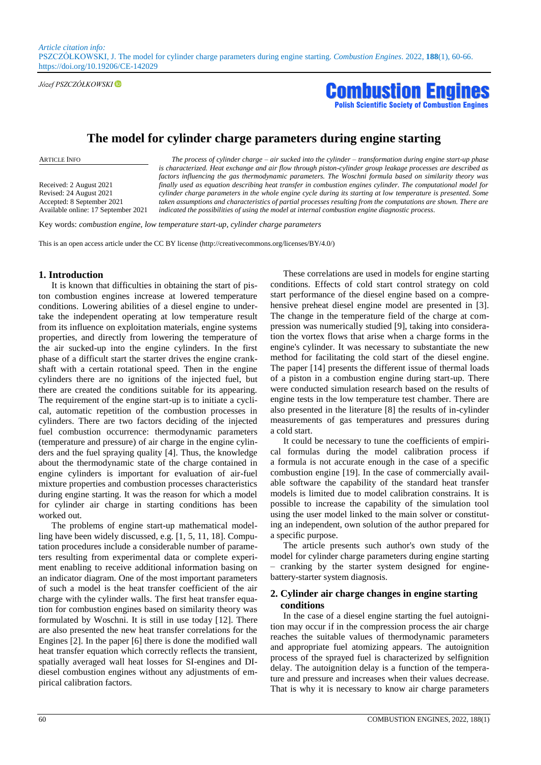*Article citation info:*
PSZCZÓŁKOWSKI, J. The model for cylinder charge parameters during engine starting. *Combustion Engines*. 2022, **188**(1), 60-66. https://doi.org/10.19206/CE-142029

*Józef PSZCZÓŁKOWSKI*

**Combustion Engines**
**Polish Scientific Society of Combustion Engines**

# The model for cylinder charge parameters during engine starting

ARTICLE INFO

Received: 2 August 2021
Revised: 24 August 2021
Accepted: 8 September 2021
Available online: 17 September 2021

*The process of cylinder charge – air sucked into the cylinder – transformation during engine start-up phase is characterized. Heat exchange and air flow through piston-cylinder group leakage processes are described as factors influencing the gas thermodynamic parameters. The Woschni formula based on similarity theory was finally used as equation describing heat transfer in combustion engines cylinder. The computational model for cylinder charge parameters in the whole engine cycle during its starting at low temperature is presented. Some taken assumptions and characteristics of partial processes resulting from the computations are shown. There are indicated the possibilities of using the model at internal combustion engine diagnostic process.*

Key words: *combustion engine, low temperature start-up, cylinder charge parameters*

This is an open access article under the CC BY license (http://creativecommons.org/licenses/BY/4.0/)

## 1. Introduction

It is known that difficulties in obtaining the start of piston combustion engines increase at lowered temperature conditions. Lowering abilities of a diesel engine to undertake the independent operating at low temperature result from its influence on exploitation materials, engine systems properties, and directly from lowering the temperature of the air sucked-up into the engine cylinders. In the first phase of a difficult start the starter drives the engine crankshaft with a certain rotational speed. Then in the engine cylinders there are no ignitions of the injected fuel, but there are created the conditions suitable for its appearing. The requirement of the engine start-up is to initiate a cyclical, automatic repetition of the combustion processes in cylinders. There are two factors deciding of the injected fuel combustion occurrence: thermodynamic parameters (temperature and pressure) of air charge in the engine cylinders and the fuel spraying quality [4]. Thus, the knowledge about the thermodynamic state of the charge contained in engine cylinders is important for evaluation of air-fuel mixture properties and combustion processes characteristics during engine starting. It was the reason for which a model for cylinder air charge in starting conditions has been worked out.

The problems of engine start-up mathematical modelling have been widely discussed, e.g. [1, 5, 11, 18]. Computation procedures include a considerable number of parameters resulting from experimental data or complete experiment enabling to receive additional information basing on an indicator diagram. One of the most important parameters of such a model is the heat transfer coefficient of the air charge with the cylinder walls. The first heat transfer equation for combustion engines based on similarity theory was formulated by Woschni. It is still in use today [12]. There are also presented the new heat transfer correlations for the Engines [2]. In the paper [6] there is done the modified wall heat transfer equation which correctly reflects the transient, spatially averaged wall heat losses for SI-engines and DI-diesel combustion engines without any adjustments of empirical calibration factors.

These correlations are used in models for engine starting conditions. Effects of cold start control strategy on cold start performance of the diesel engine based on a comprehensive preheat diesel engine model are presented in [3]. The change in the temperature field of the charge at compression was numerically studied [9], taking into consideration the vortex flows that arise when a charge forms in the engine's cylinder. It was necessary to substantiate the new method for facilitating the cold start of the diesel engine. The paper [14] presents the different issue of thermal loads of a piston in a combustion engine during start-up. There were conducted simulation research based on the results of engine tests in the low temperature test chamber. There are also presented in the literature [8] the results of in-cylinder measurements of gas temperatures and pressures during a cold start.

It could be necessary to tune the coefficients of empirical formulas during the model calibration process if a formula is not accurate enough in the case of a specific combustion engine [19]. In the case of commercially available software the capability of the standard heat transfer models is limited due to model calibration constrains. It is possible to increase the capability of the simulation tool using the user model linked to the main solver or constituting an independent, own solution of the author prepared for a specific purpose.

The article presents such author's own study of the model for cylinder charge parameters during engine starting – cranking by the starter system designed for engine-battery-starter system diagnosis.

## 2. Cylinder air charge changes in engine starting conditions

In the case of a diesel engine starting the fuel autoignition may occur if in the compression process the air charge reaches the suitable values of thermodynamic parameters and appropriate fuel atomizing appears. The autoignition process of the sprayed fuel is characterized by selfignition delay. The autoignition delay is a function of the temperature and pressure and increases when their values decrease. That is why it is necessary to know air charge parameters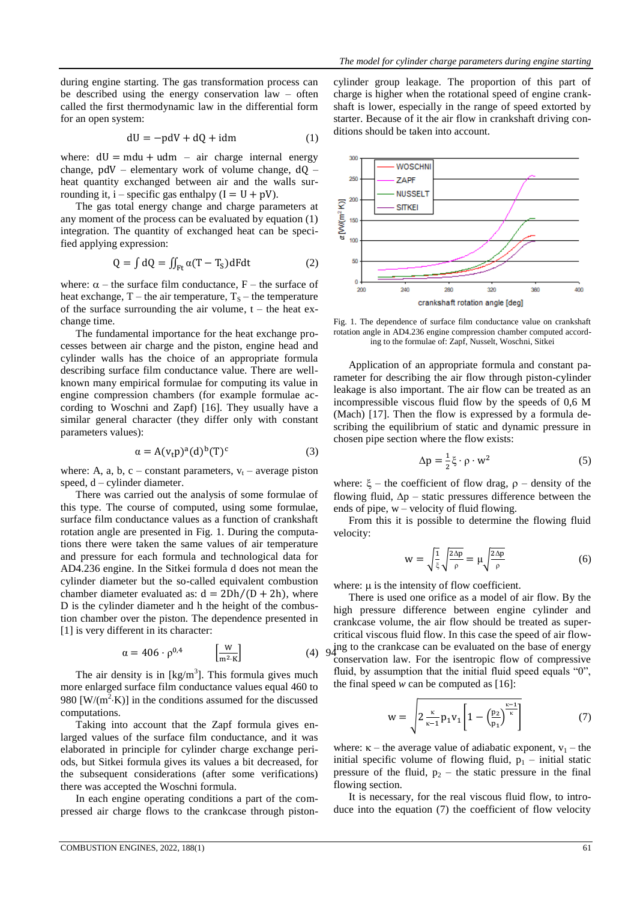during engine starting. The gas transformation process can be described using the energy conservation law – often called the first thermodynamic law in the differential form for an open system:

$$dU = -pdV + dQ + idm \tag{1}$$

where: $dU = mdu + udm$ – air charge internal energy change, $pdV$ – elementary work of volume change, $dQ$ – heat quantity exchanged between air and the walls surrounding it, $i$ – specific gas enthalpy ($I = U + pV$).

The gas total energy change and charge parameters at any moment of the process can be evaluated by equation (1) integration. The quantity of exchanged heat can be specified applying expression:

$$Q = \int dQ = \iint_{Ft} \alpha(T - T_S)dFdt \tag{2}$$

where: $\alpha$ – the surface film conductance, $F$ – the surface of heat exchange, $T$ – the air temperature, $T_S$ – the temperature of the surface surrounding the air volume, $t$ – the heat exchange time.

The fundamental importance for the heat exchange processes between air charge and the piston, engine head and cylinder walls has the choice of an appropriate formula describing surface film conductance value. There are well-known many empirical formulae for computing its value in engine compression chambers (for example formulae according to Woschni and Zapf) [16]. They usually have a similar general character (they differ only with constant parameters values):

$$\alpha = A(v_t p)^a (d)^b (T)^c \tag{3}$$

where: A, a, b, c – constant parameters, $v_t$ – average piston speed, d – cylinder diameter.

There was carried out the analysis of some formulae of this type. The course of computed, using some formulae, surface film conductance values as a function of crankshaft rotation angle are presented in Fig. 1. During the computations there were taken the same values of air temperature and pressure for each formula and technological data for AD4.236 engine. In the Sitkei formula d does not mean the cylinder diameter but the so-called equivalent combustion chamber diameter evaluated as: $d = 2Dh/(D + 2h)$, where D is the cylinder diameter and h the height of the combustion chamber over the piston. The dependence presented in [1] is very different in its character:

$$\alpha = 406 \cdot \rho^{0,4} \qquad \left[\frac{W}{m^2 \cdot K}\right] \tag{4}$$

The air density is in [kg/m$^3$]. This formula gives much more enlarged surface film conductance values equal 460 to 980 [W/(m$^2$·K)] in the conditions assumed for the discussed computations.

Taking into account that the Zapf formula gives enlarged values of the surface film conductance, and it was elaborated in principle for cylinder charge exchange periods, but Sitkei formula gives its values a bit decreased, for the subsequent considerations (after some verifications) there was accepted the Woschni formula.

In each engine operating conditions a part of the compressed air charge flows to the crankcase through piston-cylinder group leakage. The proportion of this part of charge is higher when the rotational speed of engine crankshaft is lower, especially in the range of speed extorted by starter. Because of it the air flow in crankshaft driving conditions should be taken into account.

Fig. 1. The dependence of surface film conductance value on crankshaft rotation angle in AD4.236 engine compression chamber computed according to the formulae of: Zapf, Nusselt, Woschni, Sitkei

Application of an appropriate formula and constant parameter for describing the air flow through piston-cylinder leakage is also important. The air flow can be treated as an incompressible viscous fluid flow by the speeds of 0,6 M (Mach) [17]. Then the flow is expressed by a formula describing the equilibrium of static and dynamic pressure in chosen pipe section where the flow exists:

$$\Delta p = \frac{1}{2}\xi \cdot \rho \cdot w^2 \tag{5}$$

where: $\xi$ – the coefficient of flow drag, $\rho$ – density of the flowing fluid, $\Delta p$ – static pressures difference between the ends of pipe, w – velocity of fluid flowing.

From this it is possible to determine the flowing fluid velocity:

$$w = \sqrt{\frac{1}{\xi}}\sqrt{\frac{2\Delta p}{\rho}} = \mu\sqrt{\frac{2\Delta p}{\rho}} \tag{6}$$

where: $\mu$ is the intensity of flow coefficient.

There is used one orifice as a model of air flow. By the high pressure difference between engine cylinder and crankcase volume, the air flow should be treated as supercritical viscous fluid flow. In this case the speed of air flowing to the crankcase can be evaluated on the base of energy conservation law. For the isentropic flow of compressive fluid, by assumption that the initial fluid speed equals "0", the final speed $w$ can be computed as [16]:

$$w = \sqrt{2\frac{\kappa}{\kappa-1}p_1 v_1\left[1 - \left(\frac{p_2}{p_1}\right)^{\frac{\kappa-1}{\kappa}}\right]} \tag{7}$$

where: $\kappa$ – the average value of adiabatic exponent, $v_1$ – the initial specific volume of flowing fluid, $p_1$ – initial static pressure of the fluid, $p_2$ – the static pressure in the final flowing section.

It is necessary, for the real viscous fluid flow, to introduce into the equation (7) the coefficient of flow velocity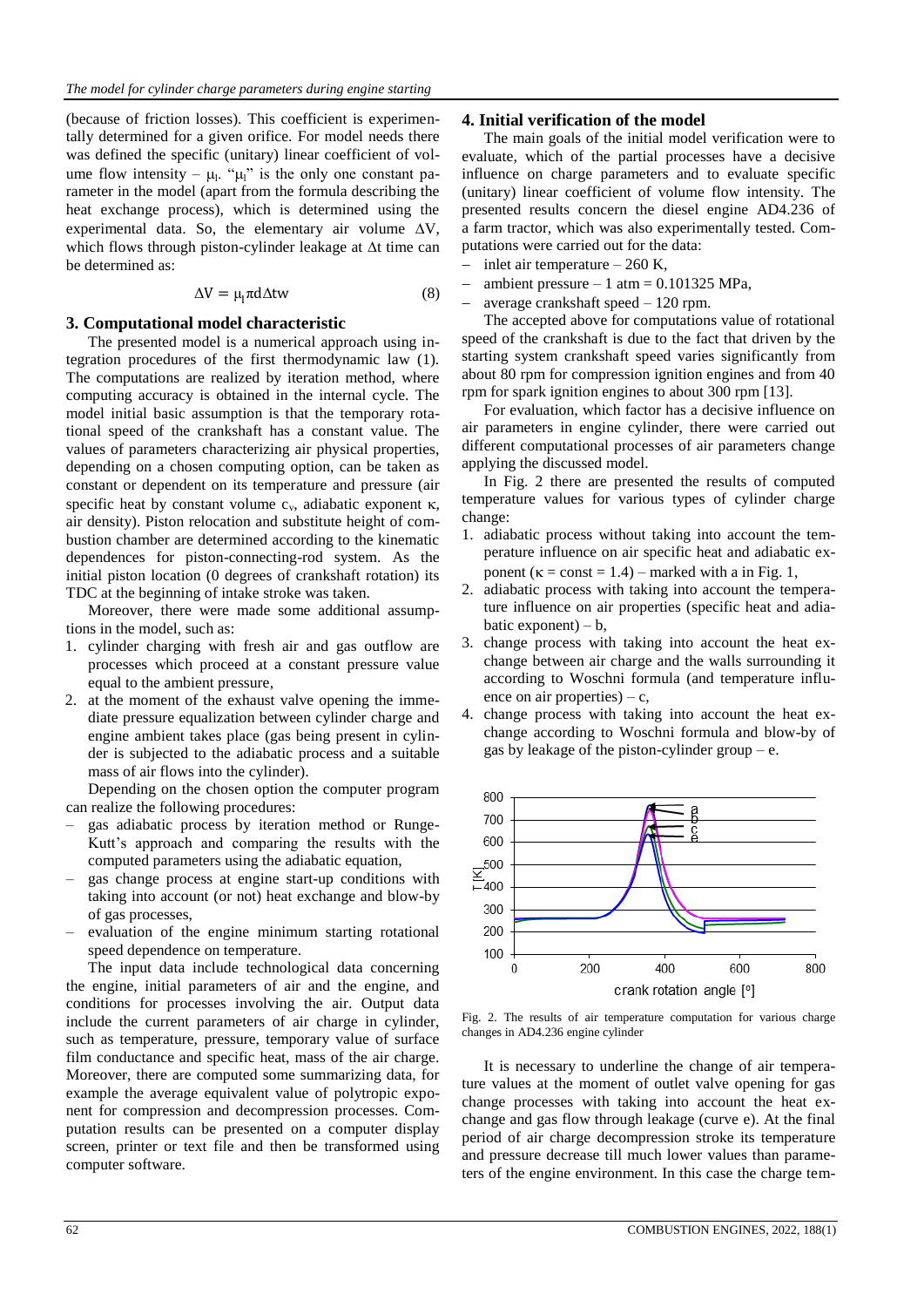(because of friction losses). This coefficient is experimentally determined for a given orifice. For model needs there was defined the specific (unitary) linear coefficient of volume flow intensity – $\mu_l$. "$\mu_l$" is the only one constant parameter in the model (apart from the formula describing the heat exchange process), which is determined using the experimental data. So, the elementary air volume $\Delta V$, which flows through piston-cylinder leakage at $\Delta t$ time can be determined as:

$$\Delta V = \mu_l \pi d \Delta t w \tag{8}$$

### 3. Computational model characteristic

The presented model is a numerical approach using integration procedures of the first thermodynamic law (1). The computations are realized by iteration method, where computing accuracy is obtained in the internal cycle. The model initial basic assumption is that the temporary rotational speed of the crankshaft has a constant value. The values of parameters characterizing air physical properties, depending on a chosen computing option, can be taken as constant or dependent on its temperature and pressure (air specific heat by constant volume $c_v$, adiabatic exponent $\kappa$, air density). Piston relocation and substitute height of combustion chamber are determined according to the kinematic dependences for piston-connecting-rod system. As the initial piston location (0 degrees of crankshaft rotation) its TDC at the beginning of intake stroke was taken.

Moreover, there were made some additional assumptions in the model, such as:

1. cylinder charging with fresh air and gas outflow are processes which proceed at a constant pressure value equal to the ambient pressure,
2. at the moment of the exhaust valve opening the immediate pressure equalization between cylinder charge and engine ambient takes place (gas being present in cylinder is subjected to the adiabatic process and a suitable mass of air flows into the cylinder).

Depending on the chosen option the computer program can realize the following procedures:

- gas adiabatic process by iteration method or Runge-Kutt's approach and comparing the results with the computed parameters using the adiabatic equation,
- gas change process at engine start-up conditions with taking into account (or not) heat exchange and blow-by of gas processes,
- evaluation of the engine minimum starting rotational speed dependence on temperature.

The input data include technological data concerning the engine, initial parameters of air and the engine, and conditions for processes involving the air. Output data include the current parameters of air charge in cylinder, such as temperature, pressure, temporary value of surface film conductance and specific heat, mass of the air charge. Moreover, there are computed some summarizing data, for example the average equivalent value of polytropic exponent for compression and decompression processes. Computation results can be presented on a computer display screen, printer or text file and then be transformed using computer software.

### 4. Initial verification of the model

The main goals of the initial model verification were to evaluate, which of the partial processes have a decisive influence on charge parameters and to evaluate specific (unitary) linear coefficient of volume flow intensity. The presented results concern the diesel engine AD4.236 of a farm tractor, which was also experimentally tested. Computations were carried out for the data:

- inlet air temperature – 260 K,
- ambient pressure – 1 atm = 0.101325 MPa,
- average crankshaft speed – 120 rpm.

The accepted above for computations value of rotational speed of the crankshaft is due to the fact that driven by the starting system crankshaft speed varies significantly from about 80 rpm for compression ignition engines and from 40 rpm for spark ignition engines to about 300 rpm [13].

For evaluation, which factor has a decisive influence on air parameters in engine cylinder, there were carried out different computational processes of air parameters change applying the discussed model.

In Fig. 2 there are presented the results of computed temperature values for various types of cylinder charge change:

1. adiabatic process without taking into account the temperature influence on air specific heat and adiabatic exponent ($\kappa$ = const = 1.4) – marked with a in Fig. 1,
2. adiabatic process with taking into account the temperature influence on air properties (specific heat and adiabatic exponent) – b,
3. change process with taking into account the heat exchange between air charge and the walls surrounding it according to Woschni formula (and temperature influence on air properties) – c,
4. change process with taking into account the heat exchange according to Woschni formula and blow-by of gas by leakage of the piston-cylinder group – e.

Fig. 2. The results of air temperature computation for various charge changes in AD4.236 engine cylinder

It is necessary to underline the change of air temperature values at the moment of outlet valve opening for gas change processes with taking into account the heat exchange and gas flow through leakage (curve e). At the final period of air charge decompression stroke its temperature and pressure decrease till much lower values than parameters of the engine environment. In this case the charge tem-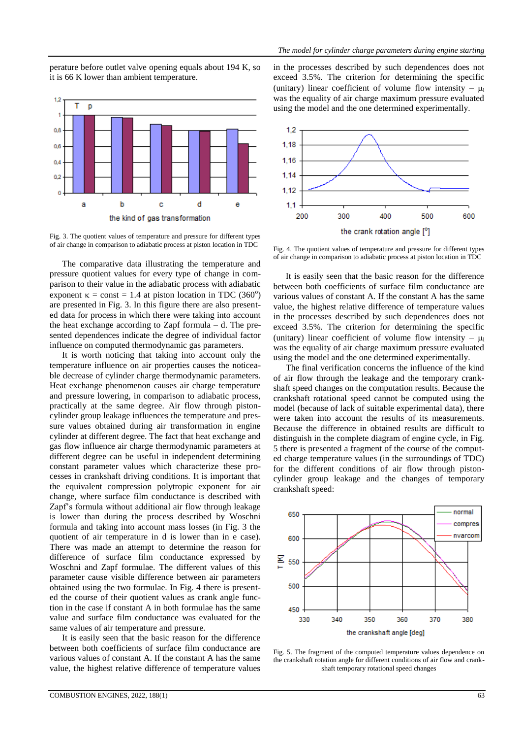perature before outlet valve opening equals about 194 K, so it is 66 K lower than ambient temperature.

Fig. 3. The quotient values of temperature and pressure for different types of air change in comparison to adiabatic process at piston location in TDC

The comparative data illustrating the temperature and pressure quotient values for every type of change in comparison to their value in the adiabatic process with adiabatic exponent $\kappa$ = const = 1.4 at piston location in TDC (360°) are presented in Fig. 3. In this figure there are also presented data for process in which there were taking into account the heat exchange according to Zapf formula – d. The presented dependences indicate the degree of individual factor influence on computed thermodynamic gas parameters.

It is worth noticing that taking into account only the temperature influence on air properties causes the noticeable decrease of cylinder charge thermodynamic parameters. Heat exchange phenomenon causes air charge temperature and pressure lowering, in comparison to adiabatic process, practically at the same degree. Air flow through piston-cylinder group leakage influences the temperature and pressure values obtained during air transformation in engine cylinder at different degree. The fact that heat exchange and gas flow influence air charge thermodynamic parameters at different degree can be useful in independent determining constant parameter values which characterize these processes in crankshaft driving conditions. It is important that the equivalent compression polytropic exponent for air change, where surface film conductance is described with Zapf's formula without additional air flow through leakage is lower than during the process described by Woschni formula and taking into account mass losses (in Fig. 3 the quotient of air temperature in d is lower than in e case). There was made an attempt to determine the reason for difference of surface film conductance expressed by Woschni and Zapf formulae. The different values of this parameter cause visible difference between air parameters obtained using the two formulae. In Fig. 4 there is presented the course of their quotient values as crank angle function in the case if constant A in both formulae has the same value and surface film conductance was evaluated for the same values of air temperature and pressure.

It is easily seen that the basic reason for the difference between both coefficients of surface film conductance are various values of constant A. If the constant A has the same value, the highest relative difference of temperature values in the processes described by such dependences does not exceed 3.5%. The criterion for determining the specific (unitary) linear coefficient of volume flow intensity – $\mu_l$ was the equality of air charge maximum pressure evaluated using the model and the one determined experimentally.

Fig. 4. The quotient values of temperature and pressure for different types of air change in comparison to adiabatic process at piston location in TDC

It is easily seen that the basic reason for the difference between both coefficients of surface film conductance are various values of constant A. If the constant A has the same value, the highest relative difference of temperature values in the processes described by such dependences does not exceed 3.5%. The criterion for determining the specific (unitary) linear coefficient of volume flow intensity – $\mu_l$ was the equality of air charge maximum pressure evaluated using the model and the one determined experimentally.

The final verification concerns the influence of the kind of air flow through the leakage and the temporary crankshaft speed changes on the computation results. Because the crankshaft rotational speed cannot be computed using the model (because of lack of suitable experimental data), there were taken into account the results of its measurements. Because the difference in obtained results are difficult to distinguish in the complete diagram of engine cycle, in Fig. 5 there is presented a fragment of the course of the computed charge temperature values (in the surroundings of TDC) for the different conditions of air flow through piston-cylinder group leakage and the changes of temporary crankshaft speed:

Fig. 5. The fragment of the computed temperature values dependence on the crankshaft rotation angle for different conditions of air flow and crankshaft temporary rotational speed changes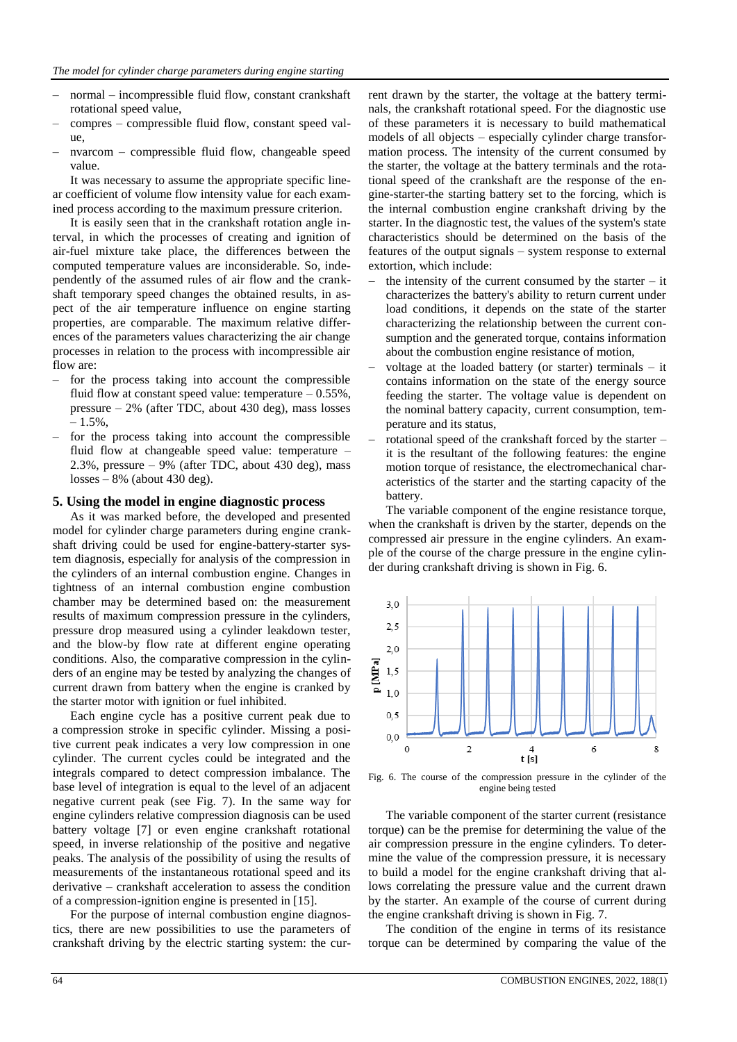- normal – incompressible fluid flow, constant crankshaft rotational speed value,
- compres – compressible fluid flow, constant speed value,
- nvarcom – compressible fluid flow, changeable speed value.

It was necessary to assume the appropriate specific linear coefficient of volume flow intensity value for each examined process according to the maximum pressure criterion.

It is easily seen that in the crankshaft rotation angle interval, in which the processes of creating and ignition of air-fuel mixture take place, the differences between the computed temperature values are inconsiderable. So, independently of the assumed rules of air flow and the crankshaft temporary speed changes the obtained results, in aspect of the air temperature influence on engine starting properties, are comparable. The maximum relative differences of the parameters values characterizing the air change processes in relation to the process with incompressible air flow are:

- for the process taking into account the compressible fluid flow at constant speed value: temperature – 0.55%, pressure – 2% (after TDC, about 430 deg), mass losses – 1.5%,
- for the process taking into account the compressible fluid flow at changeable speed value: temperature – 2.3%, pressure – 9% (after TDC, about 430 deg), mass losses – 8% (about 430 deg).

## 5. Using the model in engine diagnostic process

As it was marked before, the developed and presented model for cylinder charge parameters during engine crankshaft driving could be used for engine-battery-starter system diagnosis, especially for analysis of the compression in the cylinders of an internal combustion engine. Changes in tightness of an internal combustion engine combustion chamber may be determined based on: the measurement results of maximum compression pressure in the cylinders, pressure drop measured using a cylinder leakdown tester, and the blow-by flow rate at different engine operating conditions. Also, the comparative compression in the cylinders of an engine may be tested by analyzing the changes of current drawn from battery when the engine is cranked by the starter motor with ignition or fuel inhibited.

Each engine cycle has a positive current peak due to a compression stroke in specific cylinder. Missing a positive current peak indicates a very low compression in one cylinder. The current cycles could be integrated and the integrals compared to detect compression imbalance. The base level of integration is equal to the level of an adjacent negative current peak (see Fig. 7). In the same way for engine cylinders relative compression diagnosis can be used battery voltage [7] or even engine crankshaft rotational speed, in inverse relationship of the positive and negative peaks. The analysis of the possibility of using the results of measurements of the instantaneous rotational speed and its derivative – crankshaft acceleration to assess the condition of a compression-ignition engine is presented in [15].

For the purpose of internal combustion engine diagnostics, there are new possibilities to use the parameters of crankshaft driving by the electric starting system: the current drawn by the starter, the voltage at the battery terminals, the crankshaft rotational speed. For the diagnostic use of these parameters it is necessary to build mathematical models of all objects – especially cylinder charge transformation process. The intensity of the current consumed by the starter, the voltage at the battery terminals and the rotational speed of the crankshaft are the response of the engine-starter-the starting battery set to the forcing, which is the internal combustion engine crankshaft driving by the starter. In the diagnostic test, the values of the system's state characteristics should be determined on the basis of the features of the output signals – system response to external extortion, which include:

- the intensity of the current consumed by the starter – it characterizes the battery's ability to return current under load conditions, it depends on the state of the starter characterizing the relationship between the current consumption and the generated torque, contains information about the combustion engine resistance of motion,
- voltage at the loaded battery (or starter) terminals – it contains information on the state of the energy source feeding the starter. The voltage value is dependent on the nominal battery capacity, current consumption, temperature and its status,
- rotational speed of the crankshaft forced by the starter – it is the resultant of the following features: the engine motion torque of resistance, the electromechanical characteristics of the starter and the starting capacity of the battery.

The variable component of the engine resistance torque, when the crankshaft is driven by the starter, depends on the compressed air pressure in the engine cylinders. An example of the course of the charge pressure in the engine cylinder during crankshaft driving is shown in Fig. 6.

Fig. 6. The course of the compression pressure in the cylinder of the engine being tested

The variable component of the starter current (resistance torque) can be the premise for determining the value of the air compression pressure in the engine cylinders. To determine the value of the compression pressure, it is necessary to build a model for the engine crankshaft driving that allows correlating the pressure value and the current drawn by the starter. An example of the course of current during the engine crankshaft driving is shown in Fig. 7.

The condition of the engine in terms of its resistance torque can be determined by comparing the value of the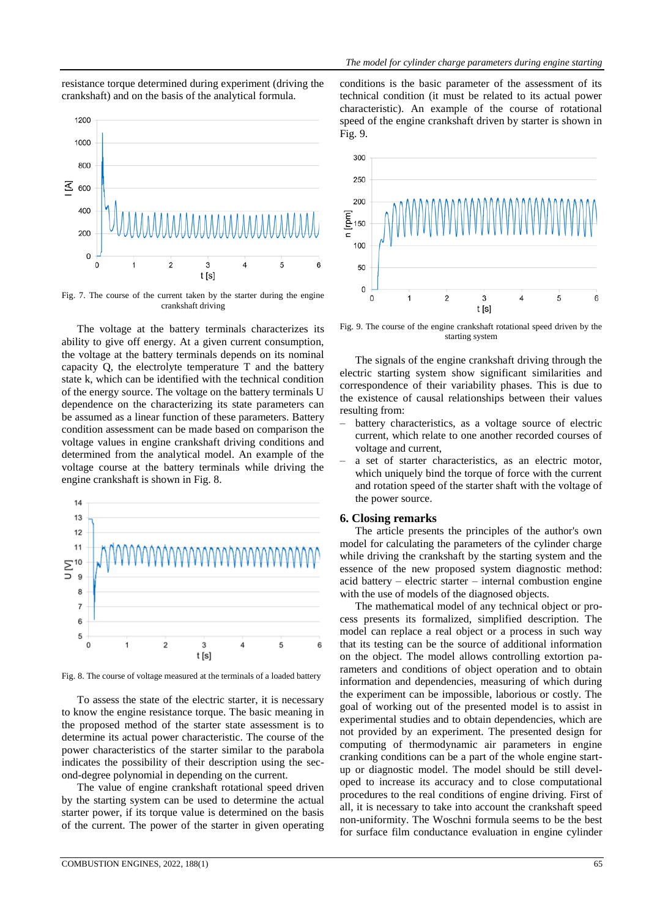resistance torque determined during experiment (driving the crankshaft) and on the basis of the analytical formula.

Fig. 7. The course of the current taken by the starter during the engine crankshaft driving

The voltage at the battery terminals characterizes its ability to give off energy. At a given current consumption, the voltage at the battery terminals depends on its nominal capacity Q, the electrolyte temperature T and the battery state k, which can be identified with the technical condition of the energy source. The voltage on the battery terminals U dependence on the characterizing its state parameters can be assumed as a linear function of these parameters. Battery condition assessment can be made based on comparison the voltage values in engine crankshaft driving conditions and determined from the analytical model. An example of the voltage course at the battery terminals while driving the engine crankshaft is shown in Fig. 8.

Fig. 8. The course of voltage measured at the terminals of a loaded battery

To assess the state of the electric starter, it is necessary to know the engine resistance torque. The basic meaning in the proposed method of the starter state assessment is to determine its actual power characteristic. The course of the power characteristics of the starter similar to the parabola indicates the possibility of their description using the second-degree polynomial in depending on the current.

The value of engine crankshaft rotational speed driven by the starting system can be used to determine the actual starter power, if its torque value is determined on the basis of the current. The power of the starter in given operating conditions is the basic parameter of the assessment of its technical condition (it must be related to its actual power characteristic). An example of the course of rotational speed of the engine crankshaft driven by starter is shown in Fig. 9.

Fig. 9. The course of the engine crankshaft rotational speed driven by the starting system

The signals of the engine crankshaft driving through the electric starting system show significant similarities and correspondence of their variability phases. This is due to the existence of causal relationships between their values resulting from:

– battery characteristics, as a voltage source of electric current, which relate to one another recorded courses of voltage and current,
– a set of starter characteristics, as an electric motor, which uniquely bind the torque of force with the current and rotation speed of the starter shaft with the voltage of the power source.

## 6. Closing remarks

The article presents the principles of the author's own model for calculating the parameters of the cylinder charge while driving the crankshaft by the starting system and the essence of the new proposed system diagnostic method: acid battery – electric starter – internal combustion engine with the use of models of the diagnosed objects.

The mathematical model of any technical object or process presents its formalized, simplified description. The model can replace a real object or a process in such way that its testing can be the source of additional information on the object. The model allows controlling extortion parameters and conditions of object operation and to obtain information and dependencies, measuring of which during the experiment can be impossible, laborious or costly. The goal of working out of the presented model is to assist in experimental studies and to obtain dependencies, which are not provided by an experiment. The presented design for computing of thermodynamic air parameters in engine cranking conditions can be a part of the whole engine start-up or diagnostic model. The model should be still developed to increase its accuracy and to close computational procedures to the real conditions of engine driving. First of all, it is necessary to take into account the crankshaft speed non-uniformity. The Woschni formula seems to be the best for surface film conductance evaluation in engine cylinder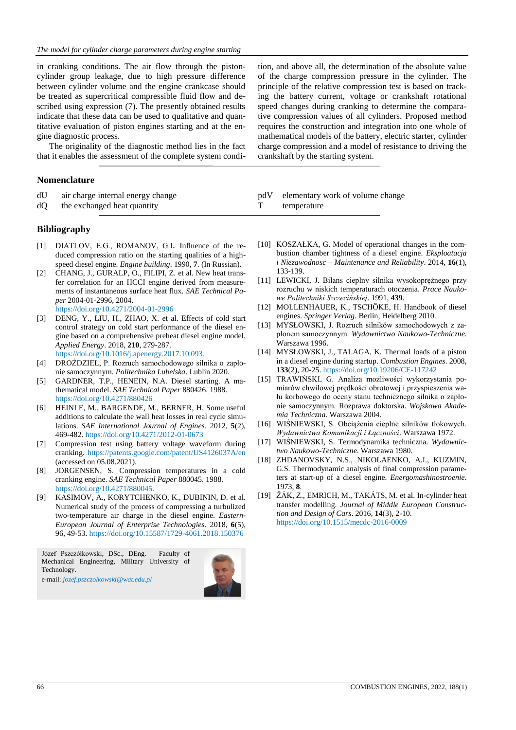in cranking conditions. The air flow through the piston-cylinder group leakage, due to high pressure difference between cylinder volume and the engine crankcase should be treated as supercritical compressible fluid flow and described using expression (7). The presently obtained results indicate that these data can be used to qualitative and quantitative evaluation of piston engines starting and at the engine diagnostic process.

The originality of the diagnostic method lies in the fact that it enables the assessment of the complete system condition, and above all, the determination of the absolute value of the charge compression pressure in the cylinder. The principle of the relative compression test is based on tracking the battery current, voltage or crankshaft rotational speed changes during cranking to determine the comparative compression values of all cylinders. Proposed method requires the construction and integration into one whole of mathematical models of the battery, electric starter, cylinder charge compression and a model of resistance to driving the crankshaft by the starting system.

## Nomenclature

| | | | |
|---|---|---|---|
| dU | air charge internal energy change | pdV | elementary work of volume change |
| dQ | the exchanged heat quantity | T | temperature |

## Bibliography

[1] DIATLOV, E.G., ROMANOV, G.I. Influence of the reduced compression ratio on the starting qualities of a high-speed diesel engine. *Engine building*. 1990, **7**. (In Russian).

[2] CHANG, J., GURALP, O., FILIPI, Z. et al. New heat transfer correlation for an HCCI engine derived from measurements of instantaneous surface heat flux. *SAE Technical Paper* 2004-01-2996, 2004. https://doi.org/10.4271/2004-01-2996

[3] DENG, Y., LIU, H., ZHAO, X. et al. Effects of cold start control strategy on cold start performance of the diesel engine based on a comprehensive preheat diesel engine model. *Applied Energy*. 2018, **210**, 279-287. https://doi.org/10.1016/j.apenergy.2017.10.093.

[4] DROŹDZIEL, P. Rozruch samochodowego silnika o zapłonie samoczynnym. *Politechnika Lubelska*. Lublin 2020.

[5] GARDNER, T.P., HENEIN, N.A. Diesel starting. A mathematical model. *SAE Technical Paper* 880426. 1988. https://doi.org/10.4271/880426

[6] HEINLE, M., BARGENDE, M., BERNER, H. Some useful additions to calculate the wall heat losses in real cycle simulations. *SAE International Journal of Engines*. 2012, **5**(2), 469-482. https://doi.org/10.4271/2012-01-0673

[7] Compression test using battery voltage waveform during cranking. https://patents.google.com/patent/US4126037A/en (accessed on 05.08.2021).

[8] JORGENSEN, S. Compression temperatures in a cold cranking engine. *SAE Technical Paper* 880045. 1988. https://doi.org/10.4271/880045.

[9] KASIMOV, A., KORYTCHENKO, K., DUBININ, D. et al. Numerical study of the process of compressing a turbulized two-temperature air charge in the diesel engine. *Eastern-European Journal of Enterprise Technologies*. 2018, **6**(5), 96, 49-53. https://doi.org/10.15587/1729-4061.2018.150376

[10] KOSZAŁKA, G. Model of operational changes in the combustion chamber tightness of a diesel engine. *Eksploatacja i Niezawodnosc – Maintenance and Reliability*. 2014, **16**(1), 133-139.

[11] LEWICKI, J. Bilans cieplny silnika wysokoprężnego przy rozruchu w niskich temperaturach otoczenia. *Prace Naukowe Politechniki Szczecińskiej*. 1991, **439**.

[12] MOLLENHAUER, K., TSCHÖKE, H. Handbook of diesel engines. *Springer Verlag*. Berlin, Heidelberg 2010.

[13] MYSŁOWSKI, J. Rozruch silników samochodowych z zapłonem samoczynnym. *Wydawnictwo Naukowo-Techniczne*. Warszawa 1996.

[14] MYSŁOWSKI, J., TALAGA, K. Thermal loads of a piston in a diesel engine during startup. *Combustion Engines*. 2008, **133**(2), 20-25. https://doi.org/10.19206/CE-117242

[15] TRAWIŃSKI, G. Analiza możliwości wykorzystania pomiarów chwilowej prędkości obrotowej i przyspieszenia wału korbowego do oceny stanu technicznego silnika o zapłonie samoczynnym. Rozprawa doktorska. *Wojskowa Akademia Techniczna*. Warszawa 2004.

[16] WIŚNIEWSKI, S. Obciążenia cieplne silników tłokowych. *Wydawnictwa Komunikacji i Łączności*. Warszawa 1972.

[17] WIŚNIEWSKI, S. Termodynamika techniczna. *Wydawnictwo Naukowo-Techniczne*. Warszawa 1980.

[18] ZHDANOVSKY, N.S., NIKOLAENKO, A.I., KUZMIN, G.S. Thermodynamic analysis of final compression parameters at start-up of a diesel engine. *Energomashinostroenie*. 1973, **8**.

[19] ŽÁK, Z., EMRICH, M., TAKÁTS, M. et al. In-cylinder heat transfer modelling. *Journal of Middle European Construction and Design of Cars*. 2016, **14**(3), 2-10. https://doi.org/10.1515/mecdc-2016-0009

Józef Pszczółkowski, DSc., DEng. – Faculty of Mechanical Engineering, Military University of Technology.
e-mail: *jozef.pszczolkowski@wat.edu.pl*